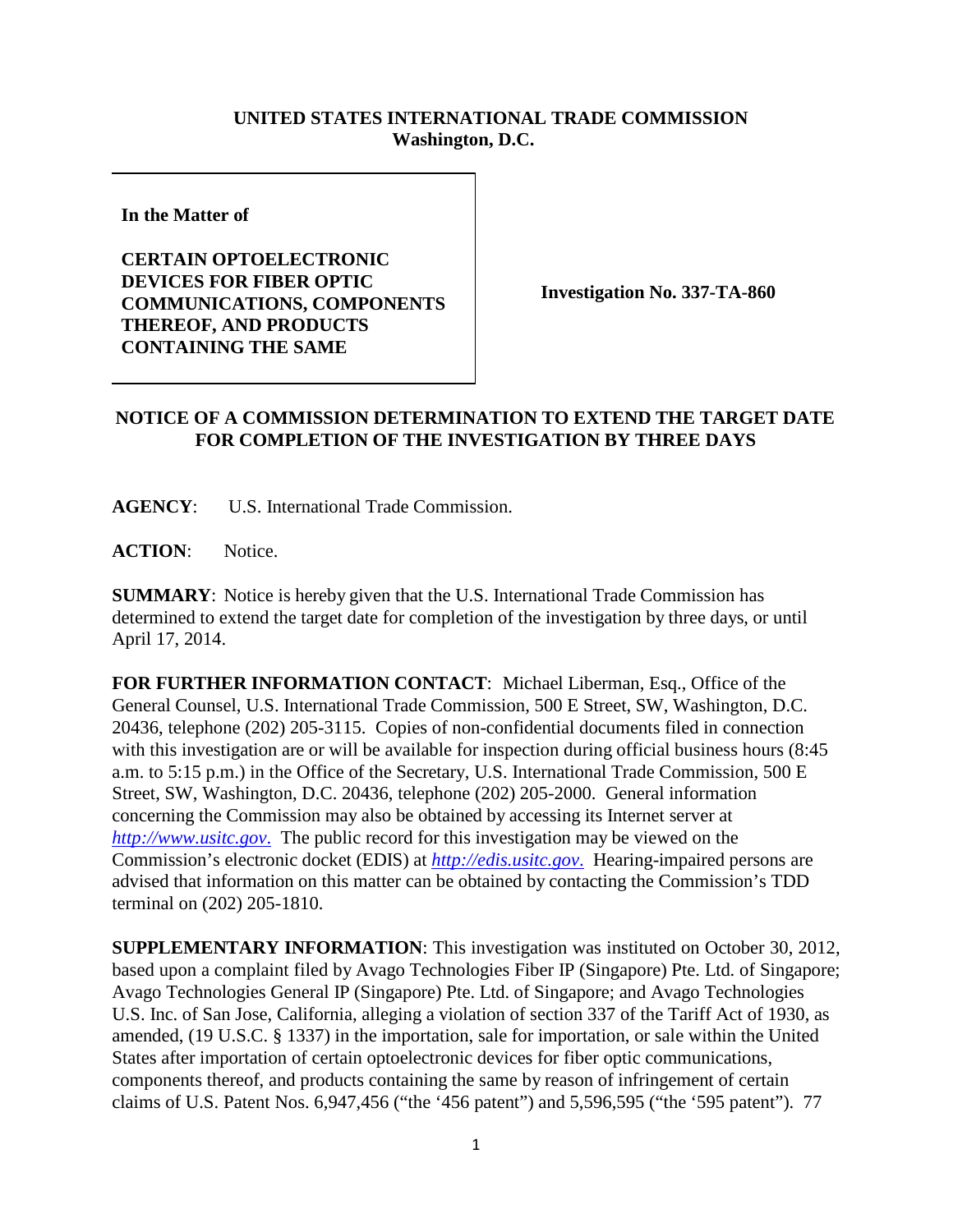**UNITED STATES INTERNATIONAL TRADE COMMISSION**
**Washington, D.C.**

| **In the Matter of**<br><br>**CERTAIN OPTOELECTRONIC DEVICES FOR FIBER OPTIC COMMUNICATIONS, COMPONENTS THEREOF, AND PRODUCTS CONTAINING THE SAME** | **Investigation No. 337-TA-860** |
|---|---|

**NOTICE OF A COMMISSION DETERMINATION TO EXTEND THE TARGET DATE FOR COMPLETION OF THE INVESTIGATION BY THREE DAYS**

**AGENCY**: U.S. International Trade Commission.

**ACTION**: Notice.

**SUMMARY**: Notice is hereby given that the U.S. International Trade Commission has determined to extend the target date for completion of the investigation by three days, or until April 17, 2014.

**FOR FURTHER INFORMATION CONTACT**: Michael Liberman, Esq., Office of the General Counsel, U.S. International Trade Commission, 500 E Street, SW, Washington, D.C. 20436, telephone (202) 205-3115. Copies of non-confidential documents filed in connection with this investigation are or will be available for inspection during official business hours (8:45 a.m. to 5:15 p.m.) in the Office of the Secretary, U.S. International Trade Commission, 500 E Street, SW, Washington, D.C. 20436, telephone (202) 205-2000. General information concerning the Commission may also be obtained by accessing its Internet server at *http://www.usitc.gov*. The public record for this investigation may be viewed on the Commission's electronic docket (EDIS) at *http://edis.usitc.gov*. Hearing-impaired persons are advised that information on this matter can be obtained by contacting the Commission's TDD terminal on (202) 205-1810.

**SUPPLEMENTARY INFORMATION**: This investigation was instituted on October 30, 2012, based upon a complaint filed by Avago Technologies Fiber IP (Singapore) Pte. Ltd. of Singapore; Avago Technologies General IP (Singapore) Pte. Ltd. of Singapore; and Avago Technologies U.S. Inc. of San Jose, California, alleging a violation of section 337 of the Tariff Act of 1930, as amended, (19 U.S.C. § 1337) in the importation, sale for importation, or sale within the United States after importation of certain optoelectronic devices for fiber optic communications, components thereof, and products containing the same by reason of infringement of certain claims of U.S. Patent Nos. 6,947,456 ("the '456 patent") and 5,596,595 ("the '595 patent"). 77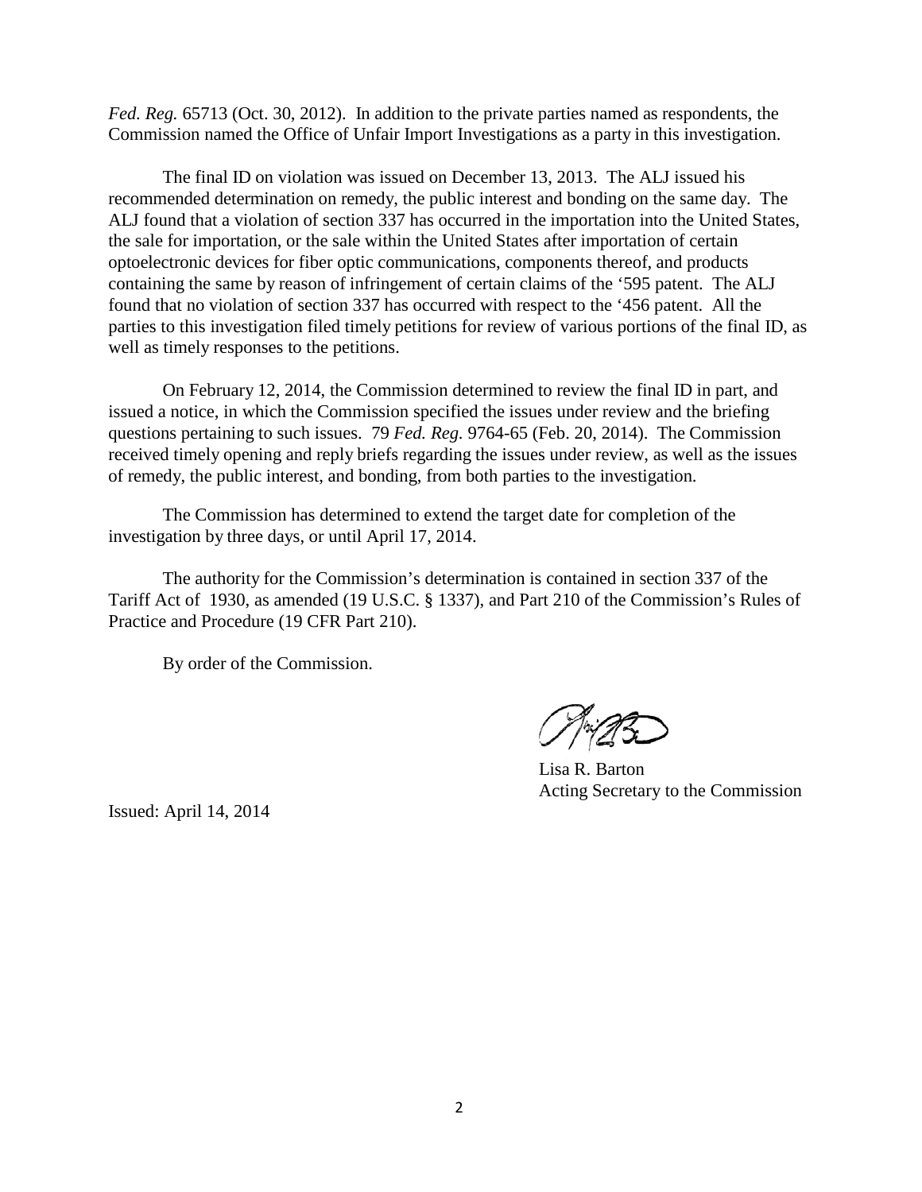*Fed. Reg.* 65713 (Oct. 30, 2012). In addition to the private parties named as respondents, the Commission named the Office of Unfair Import Investigations as a party in this investigation.

The final ID on violation was issued on December 13, 2013. The ALJ issued his recommended determination on remedy, the public interest and bonding on the same day. The ALJ found that a violation of section 337 has occurred in the importation into the United States, the sale for importation, or the sale within the United States after importation of certain optoelectronic devices for fiber optic communications, components thereof, and products containing the same by reason of infringement of certain claims of the '595 patent. The ALJ found that no violation of section 337 has occurred with respect to the '456 patent. All the parties to this investigation filed timely petitions for review of various portions of the final ID, as well as timely responses to the petitions.

On February 12, 2014, the Commission determined to review the final ID in part, and issued a notice, in which the Commission specified the issues under review and the briefing questions pertaining to such issues. 79 *Fed. Reg.* 9764-65 (Feb. 20, 2014). The Commission received timely opening and reply briefs regarding the issues under review, as well as the issues of remedy, the public interest, and bonding, from both parties to the investigation.

The Commission has determined to extend the target date for completion of the investigation by three days, or until April 17, 2014.

The authority for the Commission's determination is contained in section 337 of the Tariff Act of 1930, as amended (19 U.S.C. § 1337), and Part 210 of the Commission's Rules of Practice and Procedure (19 CFR Part 210).

By order of the Commission.

Lisa R. Barton
Acting Secretary to the Commission

Issued: April 14, 2014